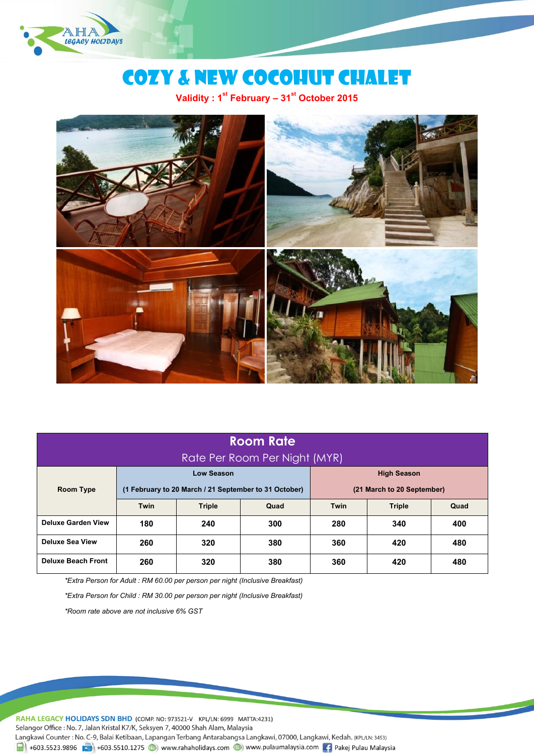# COZY & NEW COCOHUT CHALET

**Validity : 1st February – 31st October 2015**

| Room Rate<br>Rate Per Room Per Night (MYR) | | | | | | |
|---|---|---|---|---|---|---|
| **Room Type** | **Low Season**<br>**(1 February to 20 March / 21 September to 31 October)** | | | **High Season**<br>**(21 March to 20 September)** | | |
| | **Twin** | **Triple** | **Quad** | **Twin** | **Triple** | **Quad** |
| **Deluxe Garden View** | **180** | **240** | **300** | **280** | **340** | **400** |
| **Deluxe Sea View** | **260** | **320** | **380** | **360** | **420** | **480** |
| **Deluxe Beach Front** | **260** | **320** | **380** | **360** | **420** | **480** |

*\*Extra Person for Adult : RM 60.00 per person per night (Inclusive Breakfast)*

*\*Extra Person for Child : RM 30.00 per person per night (Inclusive Breakfast)*

*\*Room rate above are not inclusive 6% GST*

**RAHA LEGACY HOLIDAYS SDN BHD** (COMP. NO: 973521-V KPL/LN: 6999 MATTA:4231)
Selangor Office : No. 7, Jalan Kristal K7/K, Seksyen 7, 40000 Shah Alam, Malaysia
Langkawi Counter : No. C-9, Balai Ketibaan, Lapangan Terbang Antarabangsa Langkawi, 07000, Langkawi, Kedah. (KPL/LN: 3453)
+603.5523.9896 +603.5510.1275 www.rahaholidays.com www.pulaumalaysia.com Pakej Pulau Malaysia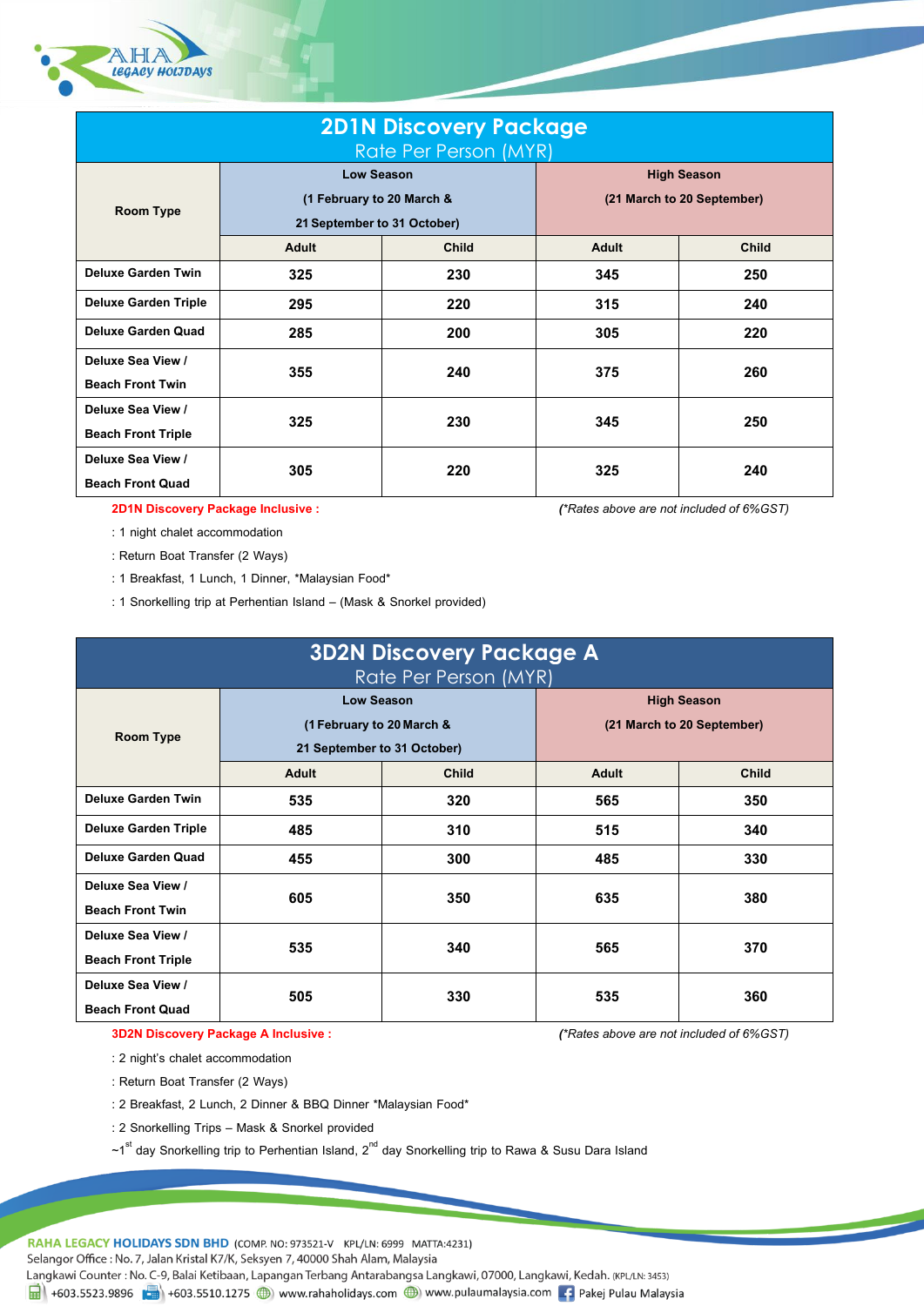RAHA LEGACY HOLIDAYS

## 2D1N Discovery Package

Rate Per Person (MYR)

| Room Type | Low Season (1 February to 20 March & 21 September to 31 October) | | High Season (21 March to 20 September) | |
|---|---|---|---|---|
| | Adult | Child | Adult | Child |
| Deluxe Garden Twin | 325 | 230 | 345 | 250 |
| Deluxe Garden Triple | 295 | 220 | 315 | 240 |
| Deluxe Garden Quad | 285 | 200 | 305 | 220 |
| Deluxe Sea View / Beach Front Twin | 355 | 240 | 375 | 260 |
| Deluxe Sea View / Beach Front Triple | 325 | 230 | 345 | 250 |
| Deluxe Sea View / Beach Front Quad | 305 | 220 | 325 | 240 |

**2D1N Discovery Package Inclusive :**

*(*Rates above are not included of 6%GST)*

: 1 night chalet accommodation

: Return Boat Transfer (2 Ways)

: 1 Breakfast, 1 Lunch, 1 Dinner, *Malaysian Food*

: 1 Snorkelling trip at Perhentian Island – (Mask & Snorkel provided)

## 3D2N Discovery Package A

Rate Per Person (MYR)

| Room Type | Low Season (1 February to 20 March & 21 September to 31 October) | | High Season (21 March to 20 September) | |
|---|---|---|---|---|
| | Adult | Child | Adult | Child |
| Deluxe Garden Twin | 535 | 320 | 565 | 350 |
| Deluxe Garden Triple | 485 | 310 | 515 | 340 |
| Deluxe Garden Quad | 455 | 300 | 485 | 330 |
| Deluxe Sea View / Beach Front Twin | 605 | 350 | 635 | 380 |
| Deluxe Sea View / Beach Front Triple | 535 | 340 | 565 | 370 |
| Deluxe Sea View / Beach Front Quad | 505 | 330 | 535 | 360 |

**3D2N Discovery Package A Inclusive :**

*(*Rates above are not included of 6%GST)*

: 2 night's chalet accommodation

: Return Boat Transfer (2 Ways)

: 2 Breakfast, 2 Lunch, 2 Dinner & BBQ Dinner *Malaysian Food*

: 2 Snorkelling Trips – Mask & Snorkel provided

~1st day Snorkelling trip to Perhentian Island, 2nd day Snorkelling trip to Rawa & Susu Dara Island

**RAHA LEGACY HOLIDAYS SDN BHD** (COMP. NO: 973521-V KPL/LN: 6999 MATTA:4231)
Selangor Office : No. 7, Jalan Kristal K7/K, Seksyen 7, 40000 Shah Alam, Malaysia
Langkawi Counter : No. C-9, Balai Ketibaan, Lapangan Terbang Antarabangsa Langkawi, 07000, Langkawi, Kedah. (KPL/LN: 3453)
+603.5523.9896 +603.5510.1275 www.rahaholidays.com www.pulaumalaysia.com Pakej Pulau Malaysia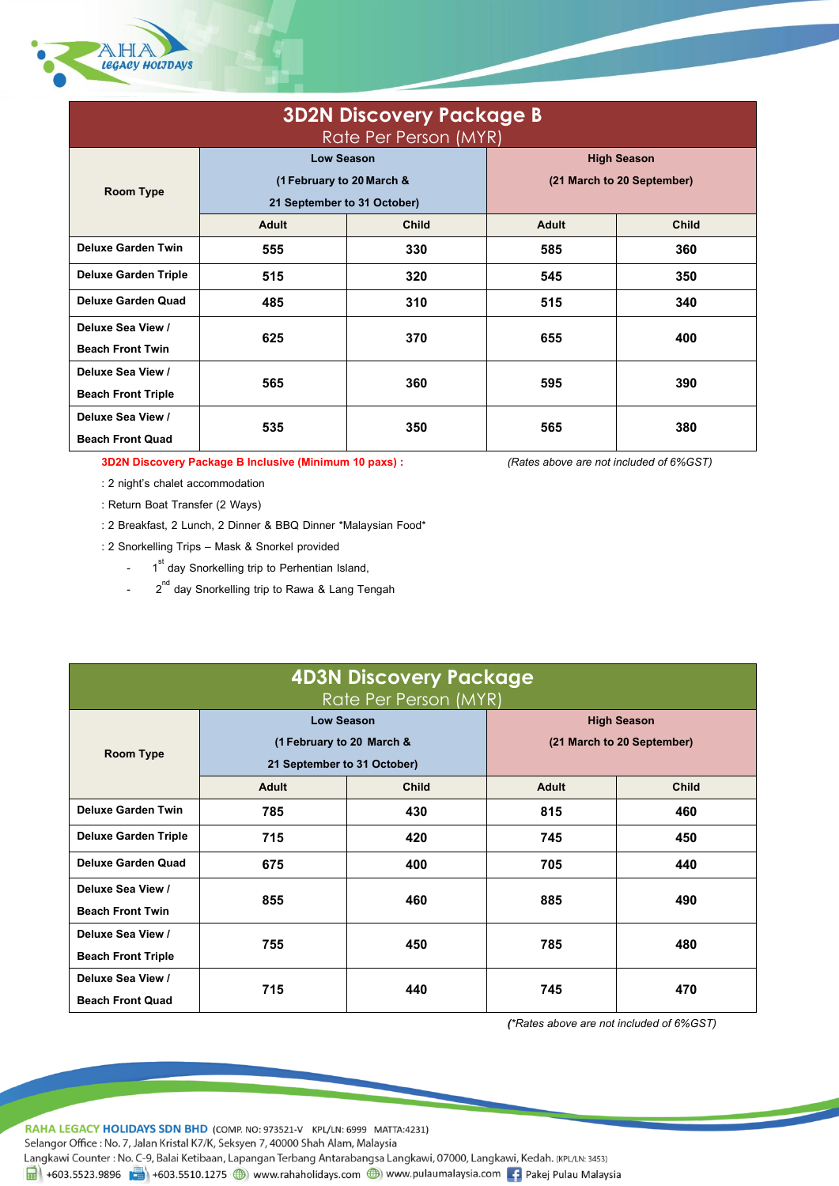| 3D2N Discovery Package B<br>Rate Per Person (MYR) | | | | |
|---|---|---|---|---|
| Room Type | Low Season<br>(1 February to 20 March &<br>21 September to 31 October) | | High Season<br>(21 March to 20 September) | |
| | Adult | Child | Adult | Child |
| Deluxe Garden Twin | 555 | 330 | 585 | 360 |
| Deluxe Garden Triple | 515 | 320 | 545 | 350 |
| Deluxe Garden Quad | 485 | 310 | 515 | 340 |
| Deluxe Sea View / Beach Front Twin | 625 | 370 | 655 | 400 |
| Deluxe Sea View / Beach Front Triple | 565 | 360 | 595 | 390 |
| Deluxe Sea View / Beach Front Quad | 535 | 350 | 565 | 380 |

**3D2N Discovery Package B Inclusive (Minimum 10 paxs) :**

*(Rates above are not included of 6%GST)*

: 2 night's chalet accommodation

: Return Boat Transfer (2 Ways)

: 2 Breakfast, 2 Lunch, 2 Dinner & BBQ Dinner *Malaysian Food*

: 2 Snorkelling Trips – Mask & Snorkel provided

- 1st day Snorkelling trip to Perhentian Island,
- 2nd day Snorkelling trip to Rawa & Lang Tengah

| 4D3N Discovery Package<br>Rate Per Person (MYR) | | | | |
|---|---|---|---|---|
| Room Type | Low Season<br>(1 February to 20 March &<br>21 September to 31 October) | | High Season<br>(21 March to 20 September) | |
| | Adult | Child | Adult | Child |
| Deluxe Garden Twin | 785 | 430 | 815 | 460 |
| Deluxe Garden Triple | 715 | 420 | 745 | 450 |
| Deluxe Garden Quad | 675 | 400 | 705 | 440 |
| Deluxe Sea View / Beach Front Twin | 855 | 460 | 885 | 490 |
| Deluxe Sea View / Beach Front Triple | 755 | 450 | 785 | 480 |
| Deluxe Sea View / Beach Front Quad | 715 | 440 | 745 | 470 |

*(*Rates above are not included of 6%GST)*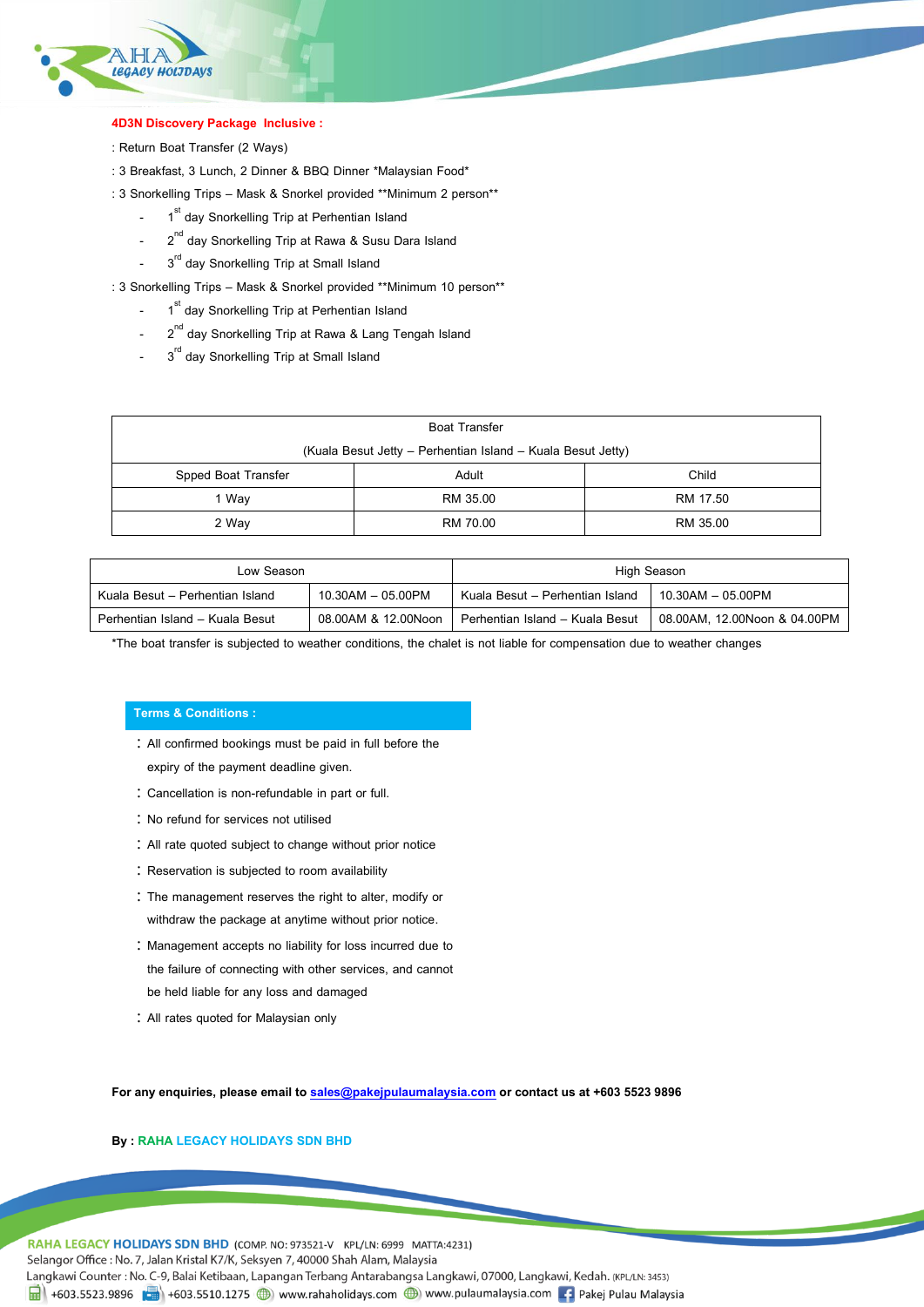**4D3N Discovery Package Inclusive :**

: Return Boat Transfer (2 Ways)

: 3 Breakfast, 3 Lunch, 2 Dinner & BBQ Dinner *Malaysian Food*

: 3 Snorkelling Trips – Mask & Snorkel provided **Minimum 2 person**

- 1st day Snorkelling Trip at Perhentian Island
- 2nd day Snorkelling Trip at Rawa & Susu Dara Island
- 3rd day Snorkelling Trip at Small Island

: 3 Snorkelling Trips – Mask & Snorkel provided **Minimum 10 person**

- 1st day Snorkelling Trip at Perhentian Island
- 2nd day Snorkelling Trip at Rawa & Lang Tengah Island
- 3rd day Snorkelling Trip at Small Island

| Boat Transfer (Kuala Besut Jetty – Perhentian Island – Kuala Besut Jetty) | | |
|---|---|---|
| Spped Boat Transfer | Adult | Child |
| 1 Way | RM 35.00 | RM 17.50 |
| 2 Way | RM 70.00 | RM 35.00 |

| Low Season | | High Season | |
|---|---|---|---|
| Kuala Besut – Perhentian Island | 10.30AM – 05.00PM | Kuala Besut – Perhentian Island | 10.30AM – 05.00PM |
| Perhentian Island – Kuala Besut | 08.00AM & 12.00Noon | Perhentian Island – Kuala Besut | 08.00AM, 12.00Noon & 04.00PM |

*The boat transfer is subjected to weather conditions, the chalet is not liable for compensation due to weather changes

**Terms & Conditions :**

: All confirmed bookings must be paid in full before the expiry of the payment deadline given.

: Cancellation is non-refundable in part or full.

: No refund for services not utilised

: All rate quoted subject to change without prior notice

: Reservation is subjected to room availability

: The management reserves the right to alter, modify or withdraw the package at anytime without prior notice.

: Management accepts no liability for loss incurred due to the failure of connecting with other services, and cannot be held liable for any loss and damaged

: All rates quoted for Malaysian only

**For any enquiries, please email to sales@pakejpulaumalaysia.com or contact us at +603 5523 9896**

**By : RAHA LEGACY HOLIDAYS SDN BHD**

RAHA LEGACY HOLIDAYS SDN BHD (COMP. NO: 973521-V KPL/LN: 6999 MATTA:4231)
Selangor Office : No. 7, Jalan Kristal K7/K, Seksyen 7, 40000 Shah Alam, Malaysia
Langkawi Counter : No. C-9, Balai Ketibaan, Lapangan Terbang Antarabangsa Langkawi, 07000, Langkawi, Kedah. (KPL/LN: 3453)
+603.5523.9896 +603.5510.1275 www.rahaholidays.com www.pulaumalaysia.com Pakej Pulau Malaysia